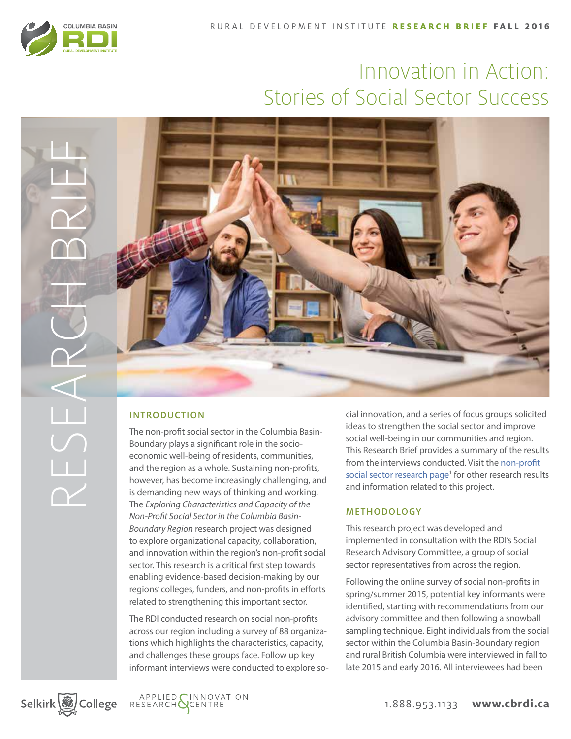RURAL DEVELOPMENT INSTITUTE **RESEARCH BRIEF FALL 2016**

# Innovation in Action: Stories of Social Sector Success

RESEARCH BRIEF

## INTRODUCTION

The non-profit social sector in the Columbia Basin-Boundary plays a significant role in the socio-economic well-being of residents, communities, and the region as a whole. Sustaining non-profits, however, has become increasingly challenging, and is demanding new ways of thinking and working. The *Exploring Characteristics and Capacity of the Non-Profit Social Sector in the Columbia Basin-Boundary Region* research project was designed to explore organizational capacity, collaboration, and innovation within the region's non-profit social sector. This research is a critical first step towards enabling evidence-based decision-making by our regions' colleges, funders, and non-profits in efforts related to strengthening this important sector.

The RDI conducted research on social non-profits across our region including a survey of 88 organizations which highlights the characteristics, capacity, and challenges these groups face. Follow up key informant interviews were conducted to explore social innovation, and a series of focus groups solicited ideas to strengthen the social sector and improve social well-being in our communities and region. This Research Brief provides a summary of the results from the interviews conducted. Visit the non-profit social sector research page[1] for other research results and information related to this project.

## METHODOLOGY

This research project was developed and implemented in consultation with the RDI's Social Research Advisory Committee, a group of social sector representatives from across the region.

Following the online survey of social non-profits in spring/summer 2015, potential key informants were identified, starting with recommendations from our advisory committee and then following a snowball sampling technique. Eight individuals from the social sector within the Columbia Basin-Boundary region and rural British Columbia were interviewed in fall to late 2015 and early 2016. All interviewees had been

Selkirk College | APPLIED RESEARCH & INNOVATION CENTRE

1.888.953.1133 **www.cbrdi.ca**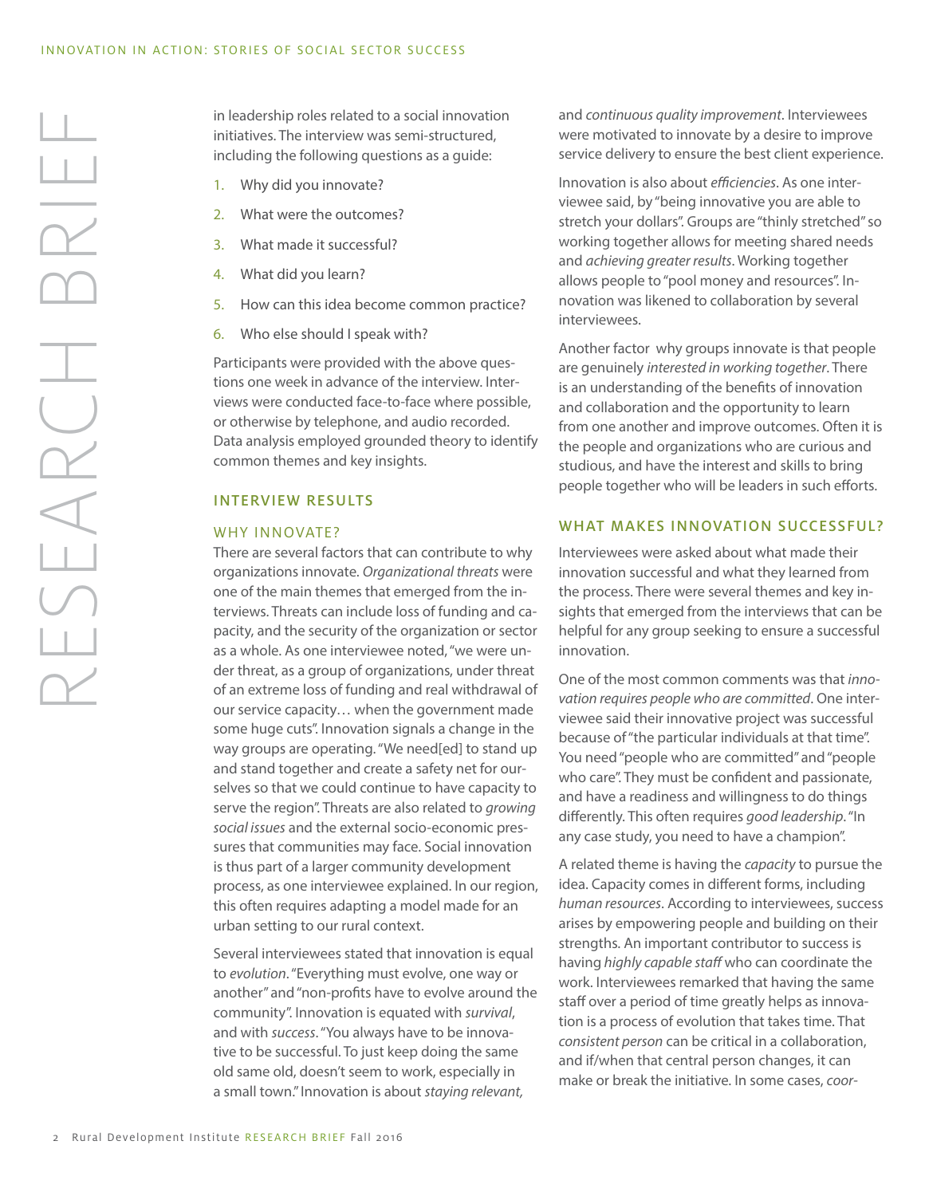in leadership roles related to a social innovation initiatives. The interview was semi-structured, including the following questions as a guide:

1. Why did you innovate?
2. What were the outcomes?
3. What made it successful?
4. What did you learn?
5. How can this idea become common practice?
6. Who else should I speak with?

Participants were provided with the above questions one week in advance of the interview. Interviews were conducted face-to-face where possible, or otherwise by telephone, and audio recorded. Data analysis employed grounded theory to identify common themes and key insights.

## INTERVIEW RESULTS

### WHY INNOVATE?

There are several factors that can contribute to why organizations innovate. *Organizational threats* were one of the main themes that emerged from the interviews. Threats can include loss of funding and capacity, and the security of the organization or sector as a whole. As one interviewee noted, "we were under threat, as a group of organizations, under threat of an extreme loss of funding and real withdrawal of our service capacity… when the government made some huge cuts". Innovation signals a change in the way groups are operating. "We need[ed] to stand up and stand together and create a safety net for ourselves so that we could continue to have capacity to serve the region". Threats are also related to *growing social issues* and the external socio-economic pressures that communities may face. Social innovation is thus part of a larger community development process, as one interviewee explained. In our region, this often requires adapting a model made for an urban setting to our rural context.

Several interviewees stated that innovation is equal to *evolution*. "Everything must evolve, one way or another" and "non-profits have to evolve around the community". Innovation is equated with *survival*, and with *success*. "You always have to be innovative to be successful. To just keep doing the same old same old, doesn't seem to work, especially in a small town." Innovation is about *staying relevant,* and *continuous quality improvement*. Interviewees were motivated to innovate by a desire to improve service delivery to ensure the best client experience.

Innovation is also about *efficiencies*. As one interviewee said, by "being innovative you are able to stretch your dollars". Groups are "thinly stretched" so working together allows for meeting shared needs and *achieving greater results*. Working together allows people to "pool money and resources". Innovation was likened to collaboration by several interviewees.

Another factor why groups innovate is that people are genuinely *interested in working together*. There is an understanding of the benefits of innovation and collaboration and the opportunity to learn from one another and improve outcomes. Often it is the people and organizations who are curious and studious, and have the interest and skills to bring people together who will be leaders in such efforts.

## WHAT MAKES INNOVATION SUCCESSFUL?

Interviewees were asked about what made their innovation successful and what they learned from the process. There were several themes and key insights that emerged from the interviews that can be helpful for any group seeking to ensure a successful innovation.

One of the most common comments was that *innovation requires people who are committed*. One interviewee said their innovative project was successful because of "the particular individuals at that time". You need "people who are committed" and "people who care". They must be confident and passionate, and have a readiness and willingness to do things differently. This often requires *good leadership*. "In any case study, you need to have a champion".

A related theme is having the *capacity* to pursue the idea. Capacity comes in different forms, including *human resources*. According to interviewees, success arises by empowering people and building on their strengths. An important contributor to success is having *highly capable staff* who can coordinate the work. Interviewees remarked that having the same staff over a period of time greatly helps as innovation is a process of evolution that takes time. That *consistent person* can be critical in a collaboration, and if/when that central person changes, it can make or break the initiative. In some cases, *coor-*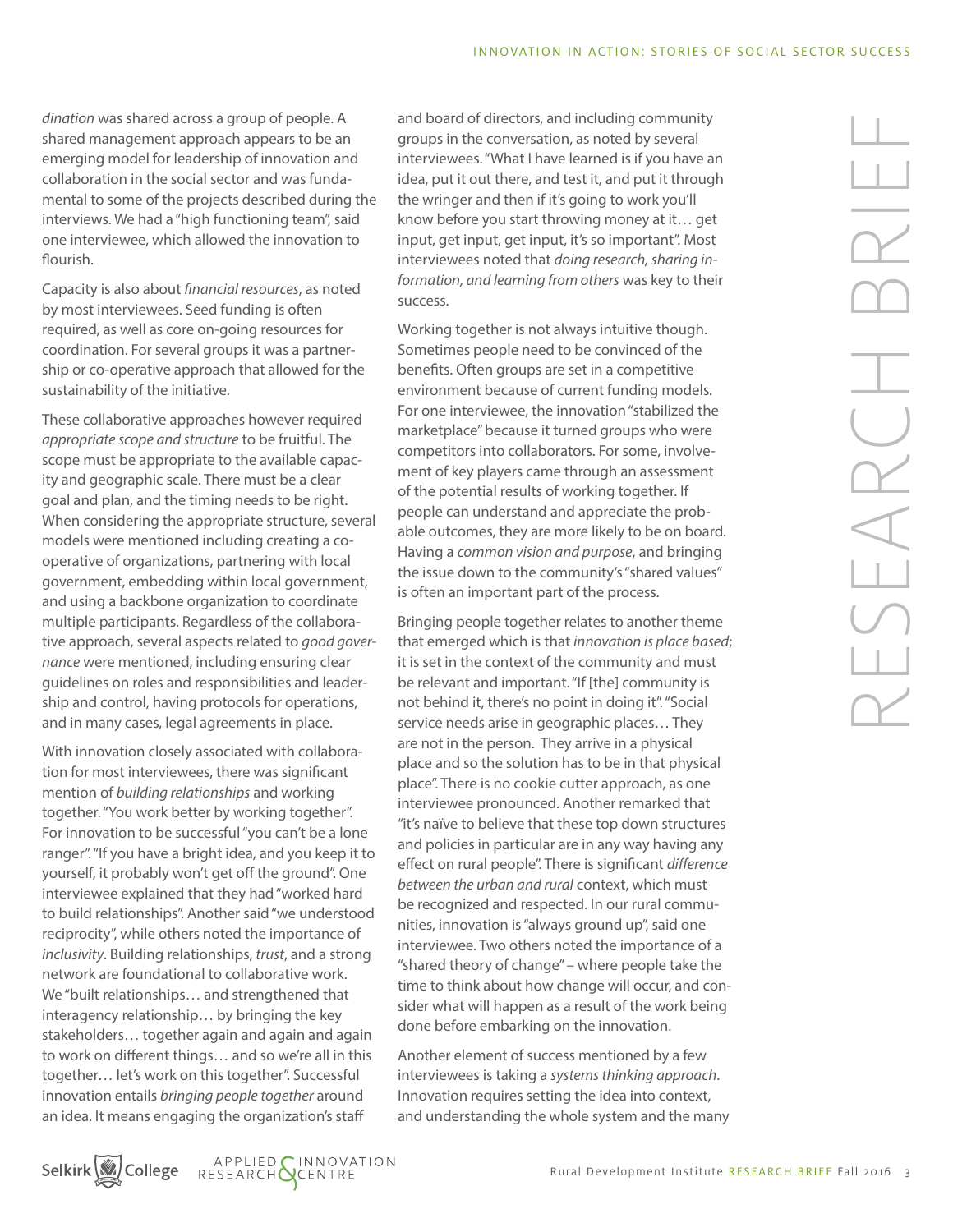*dination* was shared across a group of people. A shared management approach appears to be an emerging model for leadership of innovation and collaboration in the social sector and was fundamental to some of the projects described during the interviews. We had a "high functioning team", said one interviewee, which allowed the innovation to flourish.

Capacity is also about *financial resources*, as noted by most interviewees. Seed funding is often required, as well as core on-going resources for coordination. For several groups it was a partnership or co-operative approach that allowed for the sustainability of the initiative.

These collaborative approaches however required *appropriate scope and structure* to be fruitful. The scope must be appropriate to the available capacity and geographic scale. There must be a clear goal and plan, and the timing needs to be right. When considering the appropriate structure, several models were mentioned including creating a co-operative of organizations, partnering with local government, embedding within local government, and using a backbone organization to coordinate multiple participants. Regardless of the collaborative approach, several aspects related to *good governance* were mentioned, including ensuring clear guidelines on roles and responsibilities and leadership and control, having protocols for operations, and in many cases, legal agreements in place.

With innovation closely associated with collaboration for most interviewees, there was significant mention of *building relationships* and working together. "You work better by working together". For innovation to be successful "you can't be a lone ranger". "If you have a bright idea, and you keep it to yourself, it probably won't get off the ground". One interviewee explained that they had "worked hard to build relationships". Another said "we understood reciprocity", while others noted the importance of *inclusivity*. Building relationships, *trust*, and a strong network are foundational to collaborative work. We "built relationships… and strengthened that interagency relationship… by bringing the key stakeholders… together again and again and again to work on different things… and so we're all in this together… let's work on this together". Successful innovation entails *bringing people together* around an idea. It means engaging the organization's staff and board of directors, and including community groups in the conversation, as noted by several interviewees. "What I have learned is if you have an idea, put it out there, and test it, and put it through the wringer and then if it's going to work you'll know before you start throwing money at it… get input, get input, get input, it's so important". Most interviewees noted that *doing research, sharing information, and learning from others* was key to their success.

Working together is not always intuitive though. Sometimes people need to be convinced of the benefits. Often groups are set in a competitive environment because of current funding models. For one interviewee, the innovation "stabilized the marketplace" because it turned groups who were competitors into collaborators. For some, involvement of key players came through an assessment of the potential results of working together. If people can understand and appreciate the probable outcomes, they are more likely to be on board. Having a *common vision and purpose*, and bringing the issue down to the community's "shared values" is often an important part of the process.

Bringing people together relates to another theme that emerged which is that *innovation is place based*; it is set in the context of the community and must be relevant and important. "If [the] community is not behind it, there's no point in doing it". "Social service needs arise in geographic places… They are not in the person. They arrive in a physical place and so the solution has to be in that physical place". There is no cookie cutter approach, as one interviewee pronounced. Another remarked that "it's naïve to believe that these top down structures and policies in particular are in any way having any effect on rural people". There is significant *difference between the urban and rural* context, which must be recognized and respected. In our rural communities, innovation is "always ground up", said one interviewee. Two others noted the importance of a "shared theory of change" – where people take the time to think about how change will occur, and consider what will happen as a result of the work being done before embarking on the innovation.

Another element of success mentioned by a few interviewees is taking a *systems thinking approach*. Innovation requires setting the idea into context, and understanding the whole system and the many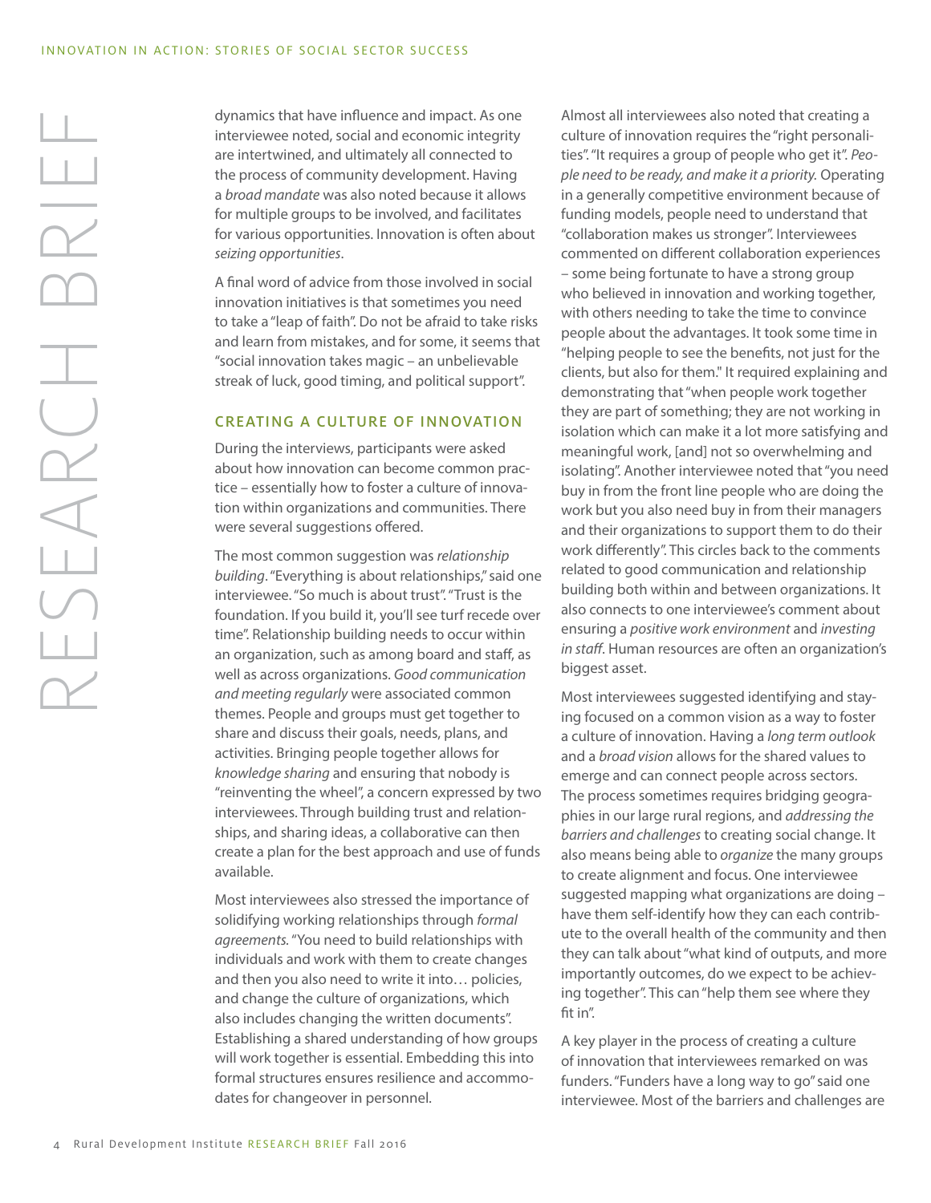dynamics that have influence and impact. As one interviewee noted, social and economic integrity are intertwined, and ultimately all connected to the process of community development. Having a *broad mandate* was also noted because it allows for multiple groups to be involved, and facilitates for various opportunities. Innovation is often about *seizing opportunities*.

A final word of advice from those involved in social innovation initiatives is that sometimes you need to take a "leap of faith". Do not be afraid to take risks and learn from mistakes, and for some, it seems that "social innovation takes magic – an unbelievable streak of luck, good timing, and political support".

## CREATING A CULTURE OF INNOVATION

During the interviews, participants were asked about how innovation can become common practice – essentially how to foster a culture of innovation within organizations and communities. There were several suggestions offered.

The most common suggestion was *relationship building*. "Everything is about relationships," said one interviewee. "So much is about trust". "Trust is the foundation. If you build it, you'll see turf recede over time". Relationship building needs to occur within an organization, such as among board and staff, as well as across organizations. *Good communication and meeting regularly* were associated common themes. People and groups must get together to share and discuss their goals, needs, plans, and activities. Bringing people together allows for *knowledge sharing* and ensuring that nobody is "reinventing the wheel", a concern expressed by two interviewees. Through building trust and relationships, and sharing ideas, a collaborative can then create a plan for the best approach and use of funds available.

Most interviewees also stressed the importance of solidifying working relationships through *formal agreements.* "You need to build relationships with individuals and work with them to create changes and then you also need to write it into… policies, and change the culture of organizations, which also includes changing the written documents". Establishing a shared understanding of how groups will work together is essential. Embedding this into formal structures ensures resilience and accommodates for changeover in personnel.

Almost all interviewees also noted that creating a culture of innovation requires the "right personalities". "It requires a group of people who get it". *People need to be ready, and make it a priority.* Operating in a generally competitive environment because of funding models, people need to understand that "collaboration makes us stronger". Interviewees commented on different collaboration experiences – some being fortunate to have a strong group who believed in innovation and working together, with others needing to take the time to convince people about the advantages. It took some time in "helping people to see the benefits, not just for the clients, but also for them." It required explaining and demonstrating that "when people work together they are part of something; they are not working in isolation which can make it a lot more satisfying and meaningful work, [and] not so overwhelming and isolating". Another interviewee noted that "you need buy in from the front line people who are doing the work but you also need buy in from their managers and their organizations to support them to do their work differently". This circles back to the comments related to good communication and relationship building both within and between organizations. It also connects to one interviewee's comment about ensuring a *positive work environment* and *investing in staff*. Human resources are often an organization's biggest asset.

Most interviewees suggested identifying and staying focused on a common vision as a way to foster a culture of innovation. Having a *long term outlook* and a *broad vision* allows for the shared values to emerge and can connect people across sectors. The process sometimes requires bridging geographies in our large rural regions, and *addressing the barriers and challenges* to creating social change. It also means being able to *organize* the many groups to create alignment and focus. One interviewee suggested mapping what organizations are doing – have them self-identify how they can each contribute to the overall health of the community and then they can talk about "what kind of outputs, and more importantly outcomes, do we expect to be achieving together". This can "help them see where they fit in".

A key player in the process of creating a culture of innovation that interviewees remarked on was funders. "Funders have a long way to go" said one interviewee. Most of the barriers and challenges are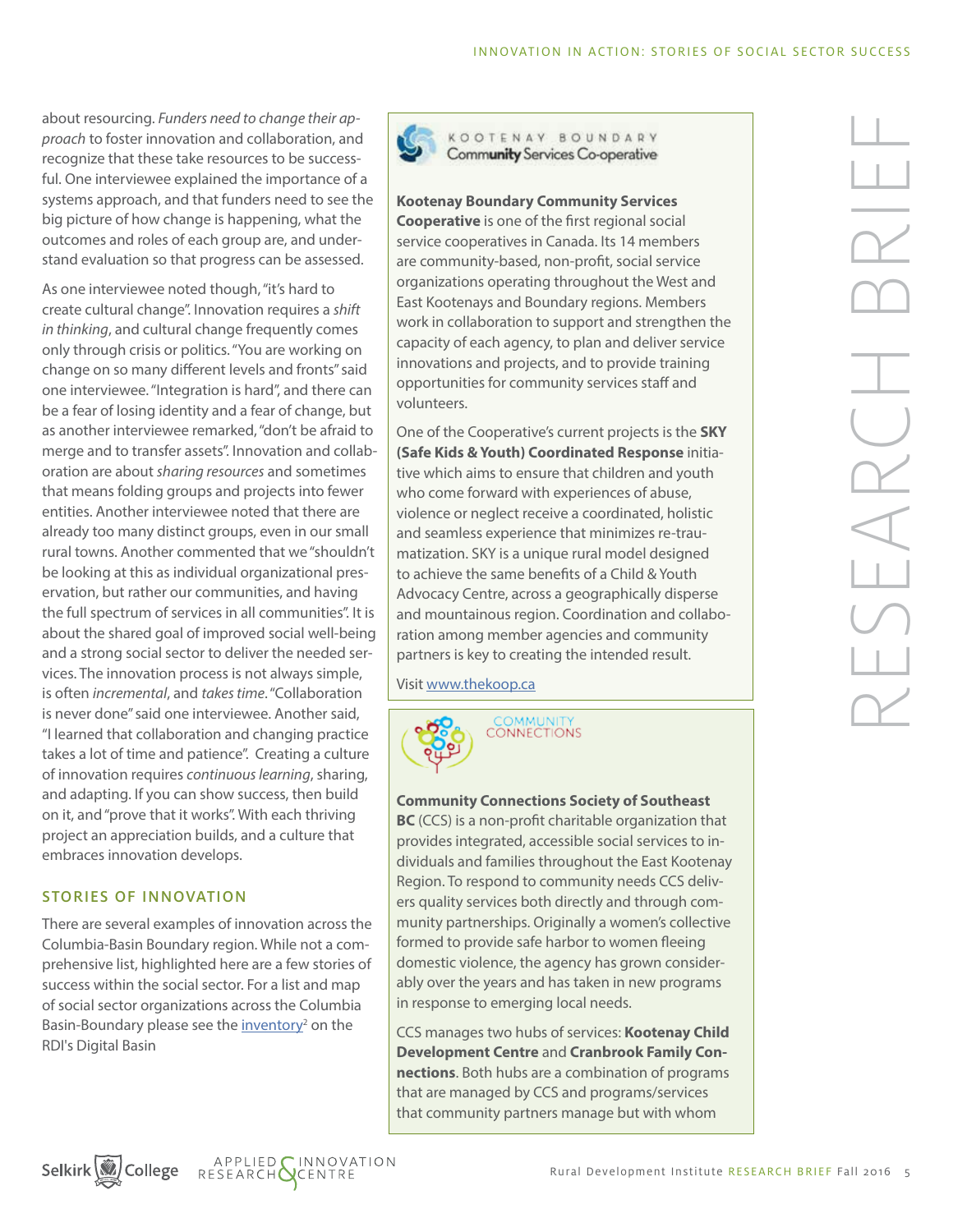about resourcing. *Funders need to change their approach* to foster innovation and collaboration, and recognize that these take resources to be successful. One interviewee explained the importance of a systems approach, and that funders need to see the big picture of how change is happening, what the outcomes and roles of each group are, and understand evaluation so that progress can be assessed.

As one interviewee noted though, "it's hard to create cultural change". Innovation requires a *shift in thinking*, and cultural change frequently comes only through crisis or politics. "You are working on change on so many different levels and fronts" said one interviewee. "Integration is hard", and there can be a fear of losing identity and a fear of change, but as another interviewee remarked, "don't be afraid to merge and to transfer assets". Innovation and collaboration are about *sharing resources* and sometimes that means folding groups and projects into fewer entities. Another interviewee noted that there are already too many distinct groups, even in our small rural towns. Another commented that we "shouldn't be looking at this as individual organizational preservation, but rather our communities, and having the full spectrum of services in all communities". It is about the shared goal of improved social well-being and a strong social sector to deliver the needed services. The innovation process is not always simple, is often *incremental*, and *takes time*. "Collaboration is never done" said one interviewee. Another said, "I learned that collaboration and changing practice takes a lot of time and patience". Creating a culture of innovation requires *continuous learning*, sharing, and adapting. If you can show success, then build on it, and "prove that it works". With each thriving project an appreciation builds, and a culture that embraces innovation develops.

## STORIES OF INNOVATION

There are several examples of innovation across the Columbia-Basin Boundary region. While not a comprehensive list, highlighted here are a few stories of success within the social sector. For a list and map of social sector organizations across the Columbia Basin-Boundary please see the inventory[2] on the RDI's Digital Basin

KOOTENAY BOUNDARY Community Services Co-operative

**Kootenay Boundary Community Services Cooperative** is one of the first regional social service cooperatives in Canada. Its 14 members are community-based, non-profit, social service organizations operating throughout the West and East Kootenays and Boundary regions. Members work in collaboration to support and strengthen the capacity of each agency, to plan and deliver service innovations and projects, and to provide training opportunities for community services staff and volunteers.

One of the Cooperative's current projects is the **SKY (Safe Kids & Youth) Coordinated Response** initiative which aims to ensure that children and youth who come forward with experiences of abuse, violence or neglect receive a coordinated, holistic and seamless experience that minimizes re-traumatization. SKY is a unique rural model designed to achieve the same benefits of a Child & Youth Advocacy Centre, across a geographically disperse and mountainous region. Coordination and collaboration among member agencies and community partners is key to creating the intended result.

Visit www.thekoop.ca

COMMUNITY CONNECTIONS

**Community Connections Society of Southeast BC** (CCS) is a non-profit charitable organization that provides integrated, accessible social services to individuals and families throughout the East Kootenay Region. To respond to community needs CCS delivers quality services both directly and through community partnerships. Originally a women's collective formed to provide safe harbor to women fleeing domestic violence, the agency has grown considerably over the years and has taken in new programs in response to emerging local needs.

CCS manages two hubs of services: **Kootenay Child Development Centre** and **Cranbrook Family Connections**. Both hubs are a combination of programs that are managed by CCS and programs/services that community partners manage but with whom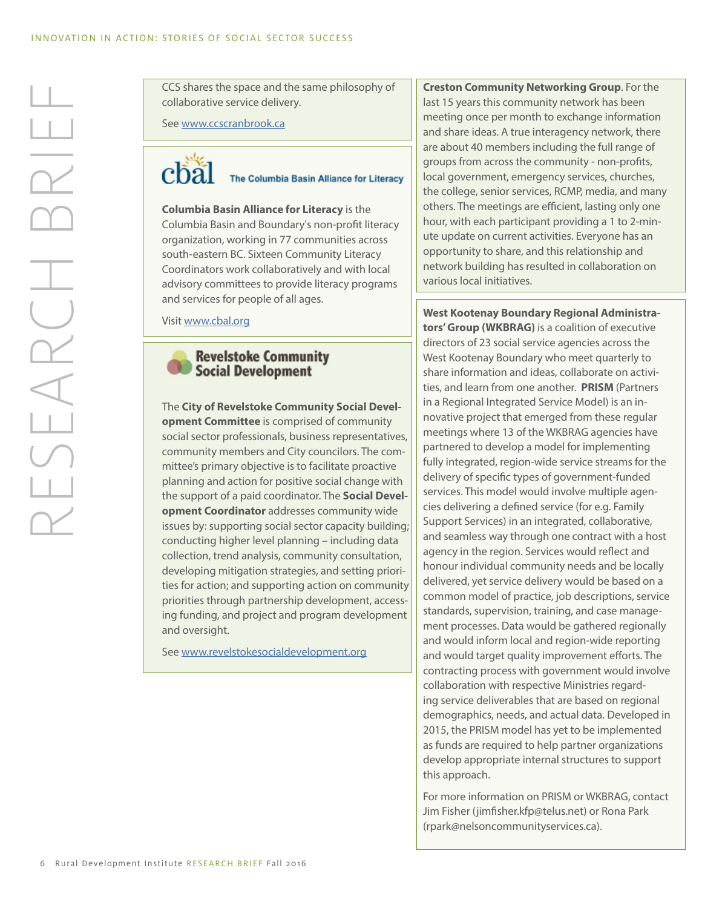CCS shares the space and the same philosophy of collaborative service delivery.

See www.ccscranbrook.ca

cbal The Columbia Basin Alliance for Literacy

**Columbia Basin Alliance for Literacy** is the Columbia Basin and Boundary's non-profit literacy organization, working in 77 communities across south-eastern BC. Sixteen Community Literacy Coordinators work collaboratively and with local advisory committees to provide literacy programs and services for people of all ages.

Visit www.cbal.org

**Revelstoke Community Social Development**

The **City of Revelstoke Community Social Development Committee** is comprised of community social sector professionals, business representatives, community members and City councilors. The committee's primary objective is to facilitate proactive planning and action for positive social change with the support of a paid coordinator. The **Social Development Coordinator** addresses community wide issues by: supporting social sector capacity building; conducting higher level planning – including data collection, trend analysis, community consultation, developing mitigation strategies, and setting priorities for action; and supporting action on community priorities through partnership development, accessing funding, and project and program development and oversight.

See www.revelstokesocialdevelopment.org

**Creston Community Networking Group**. For the last 15 years this community network has been meeting once per month to exchange information and share ideas. A true interagency network, there are about 40 members including the full range of groups from across the community - non-profits, local government, emergency services, churches, the college, senior services, RCMP, media, and many others. The meetings are efficient, lasting only one hour, with each participant providing a 1 to 2-minute update on current activities. Everyone has an opportunity to share, and this relationship and network building has resulted in collaboration on various local initiatives.

**West Kootenay Boundary Regional Administrators' Group (WKBRAG)** is a coalition of executive directors of 23 social service agencies across the West Kootenay Boundary who meet quarterly to share information and ideas, collaborate on activities, and learn from one another. **PRISM** (Partners in a Regional Integrated Service Model) is an innovative project that emerged from these regular meetings where 13 of the WKBRAG agencies have partnered to develop a model for implementing fully integrated, region-wide service streams for the delivery of specific types of government-funded services. This model would involve multiple agencies delivering a defined service (for e.g. Family Support Services) in an integrated, collaborative, and seamless way through one contract with a host agency in the region. Services would reflect and honour individual community needs and be locally delivered, yet service delivery would be based on a common model of practice, job descriptions, service standards, supervision, training, and case management processes. Data would be gathered regionally and would inform local and region-wide reporting and would target quality improvement efforts. The contracting process with government would involve collaboration with respective Ministries regarding service deliverables that are based on regional demographics, needs, and actual data. Developed in 2015, the PRISM model has yet to be implemented as funds are required to help partner organizations develop appropriate internal structures to support this approach.

For more information on PRISM or WKBRAG, contact Jim Fisher (jimfisher.kfp@telus.net) or Rona Park (rpark@nelsoncommunityservices.ca).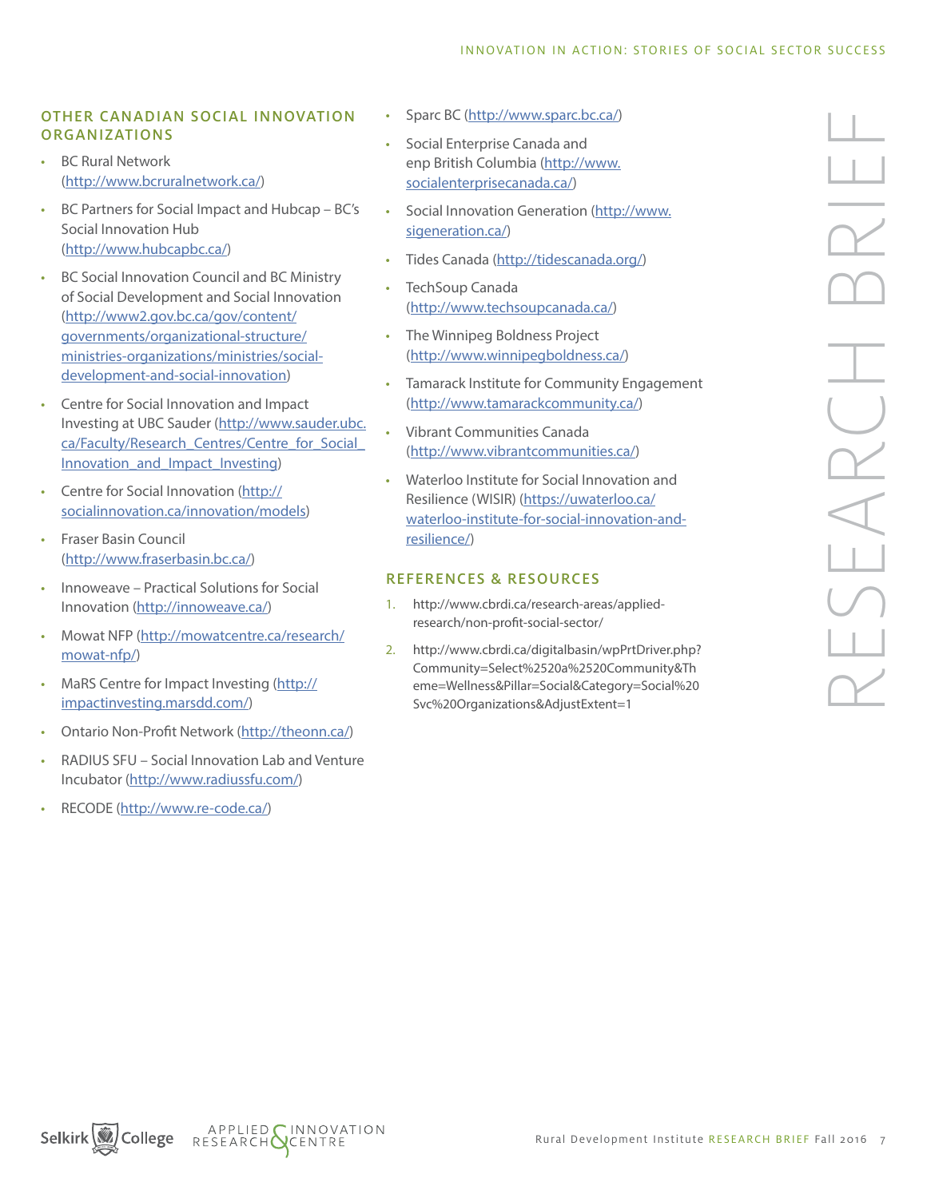## OTHER CANADIAN SOCIAL INNOVATION ORGANIZATIONS

- BC Rural Network (http://www.bcruralnetwork.ca/)
- BC Partners for Social Impact and Hubcap – BC's Social Innovation Hub (http://www.hubcapbc.ca/)
- BC Social Innovation Council and BC Ministry of Social Development and Social Innovation (http://www2.gov.bc.ca/gov/content/governments/organizational-structure/ministries-organizations/ministries/social-development-and-social-innovation)
- Centre for Social Innovation and Impact Investing at UBC Sauder (http://www.sauder.ubc.ca/Faculty/Research_Centres/Centre_for_Social_Innovation_and_Impact_Investing)
- Centre for Social Innovation (http://socialinnovation.ca/innovation/models)
- Fraser Basin Council (http://www.fraserbasin.bc.ca/)
- Innoweave – Practical Solutions for Social Innovation (http://innoweave.ca/)
- Mowat NFP (http://mowatcentre.ca/research/mowat-nfp/)
- MaRS Centre for Impact Investing (http://impactinvesting.marsdd.com/)
- Ontario Non-Profit Network (http://theonn.ca/)
- RADIUS SFU – Social Innovation Lab and Venture Incubator (http://www.radiussfu.com/)
- RECODE (http://www.re-code.ca/)
- Sparc BC (http://www.sparc.bc.ca/)
- Social Enterprise Canada and enp British Columbia (http://www.socialenterprisecanada.ca/)
- Social Innovation Generation (http://www.sigeneration.ca/)
- Tides Canada (http://tidescanada.org/)
- TechSoup Canada (http://www.techsoupcanada.ca/)
- The Winnipeg Boldness Project (http://www.winnipegboldness.ca/)
- Tamarack Institute for Community Engagement (http://www.tamarackcommunity.ca/)
- Vibrant Communities Canada (http://www.vibrantcommunities.ca/)
- Waterloo Institute for Social Innovation and Resilience (WISIR) (https://uwaterloo.ca/waterloo-institute-for-social-innovation-and-resilience/)

## REFERENCES & RESOURCES

1. http://www.cbrdi.ca/research-areas/applied-research/non-profit-social-sector/
2. http://www.cbrdi.ca/digitalbasin/wpPrtDriver.php?Community=Select%2520a%2520Community&Theme=Wellness&Pillar=Social&Category=Social%20Svc%20Organizations&AdjustExtent=1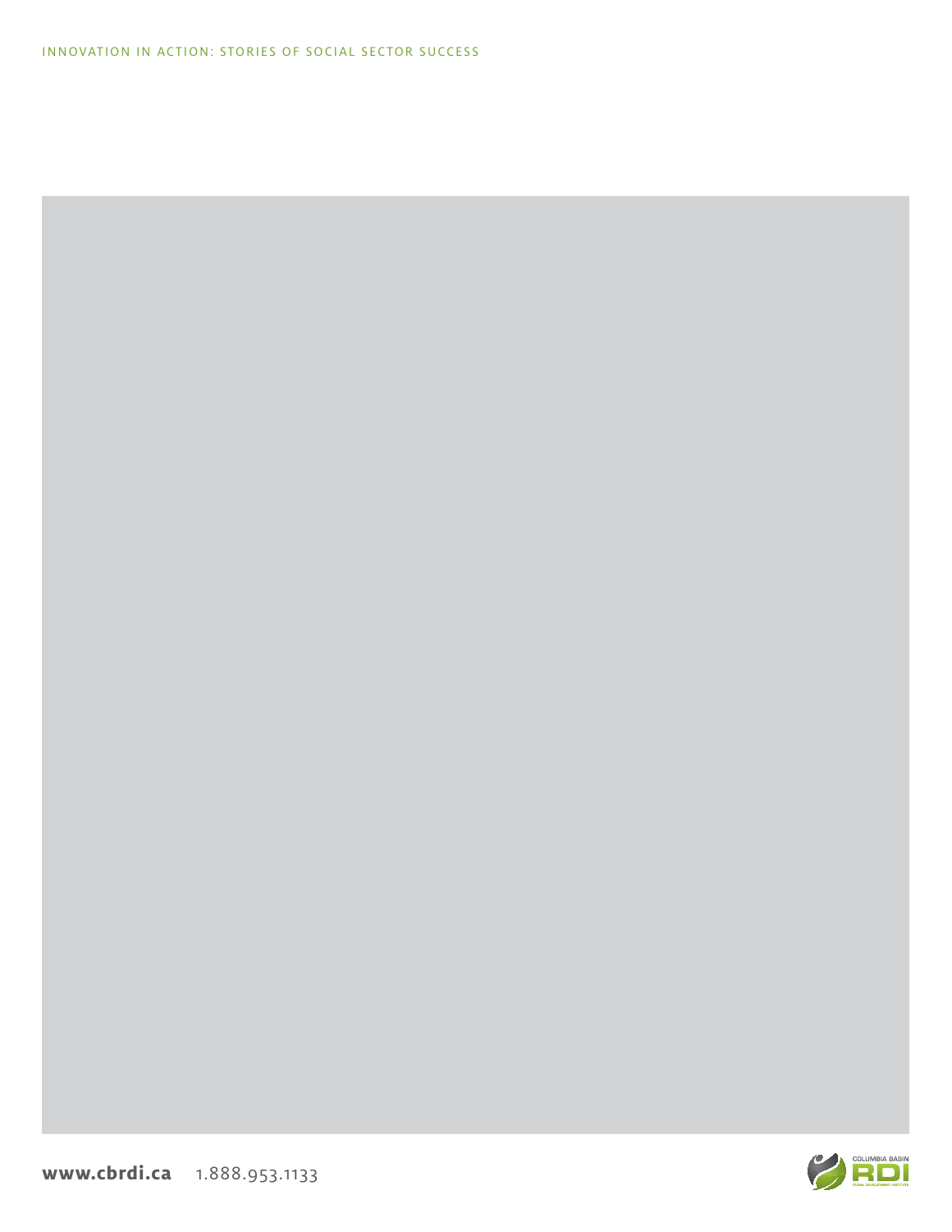**www.cbrdi.ca** 1.888.953.1133

COLUMBIA BASIN RDI RURAL DEVELOPMENT INSTITUTE